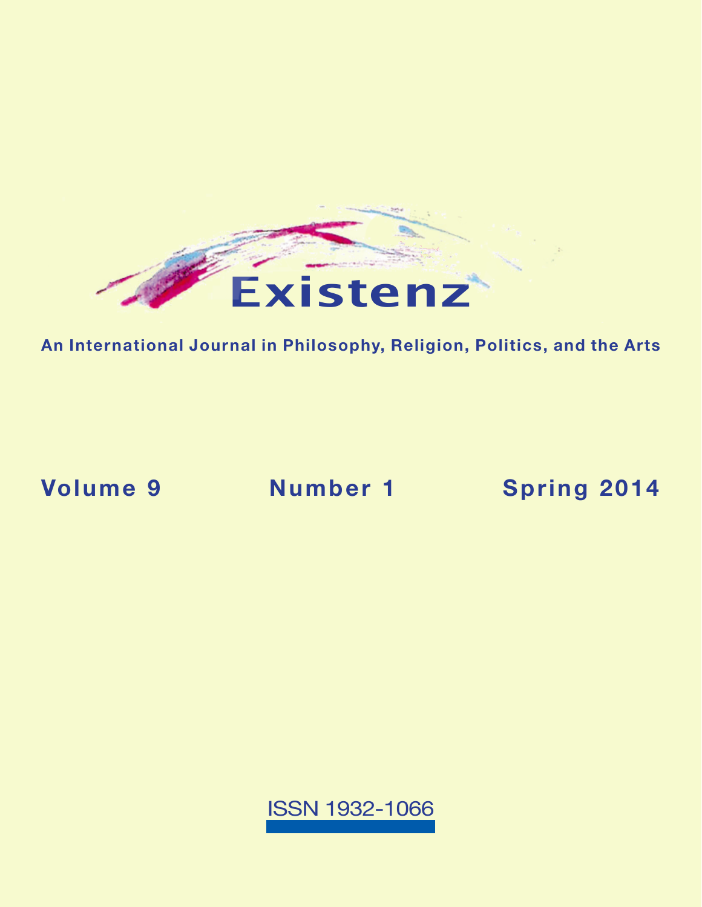# Existenz

**An International Journal in Philosophy, Religion, Politics, and the Arts**

**Volume 9** **Number 1** **Spring 2014**

ISSN 1932-1066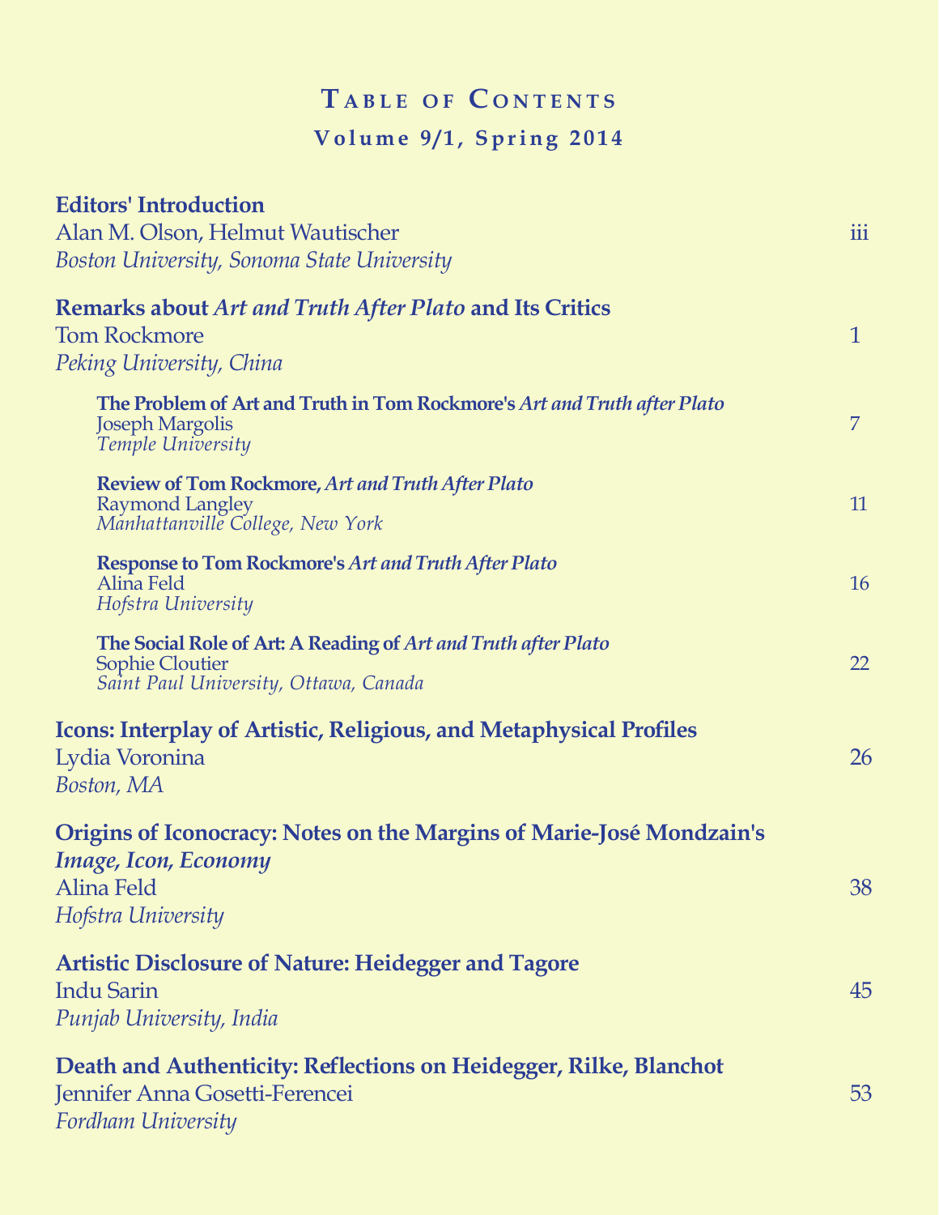# Table of Contents

## Volume 9/1, Spring 2014

**Editors' Introduction**
Alan M. Olson, Helmut Wautischer — iii
*Boston University, Sonoma State University*

**Remarks about *Art and Truth After Plato* and Its Critics**
Tom Rockmore — 1
*Peking University, China*

- **The Problem of Art and Truth in Tom Rockmore's *Art and Truth after Plato***
  Joseph Margolis — 7
  *Temple University*

- **Review of Tom Rockmore, *Art and Truth After Plato***
  Raymond Langley — 11
  *Manhattanville College, New York*

- **Response to Tom Rockmore's *Art and Truth After Plato***
  Alina Feld — 16
  *Hofstra University*

- **The Social Role of Art: A Reading of *Art and Truth after Plato***
  Sophie Cloutier — 22
  *Saint Paul University, Ottawa, Canada*

**Icons: Interplay of Artistic, Religious, and Metaphysical Profiles**
Lydia Voronina — 26
*Boston, MA*

**Origins of Iconocracy: Notes on the Margins of Marie-José Mondzain's *Image, Icon, Economy***
Alina Feld — 38
*Hofstra University*

**Artistic Disclosure of Nature: Heidegger and Tagore**
Indu Sarin — 45
*Punjab University, India*

**Death and Authenticity: Reflections on Heidegger, Rilke, Blanchot**
Jennifer Anna Gosetti-Ferencei — 53
*Fordham University*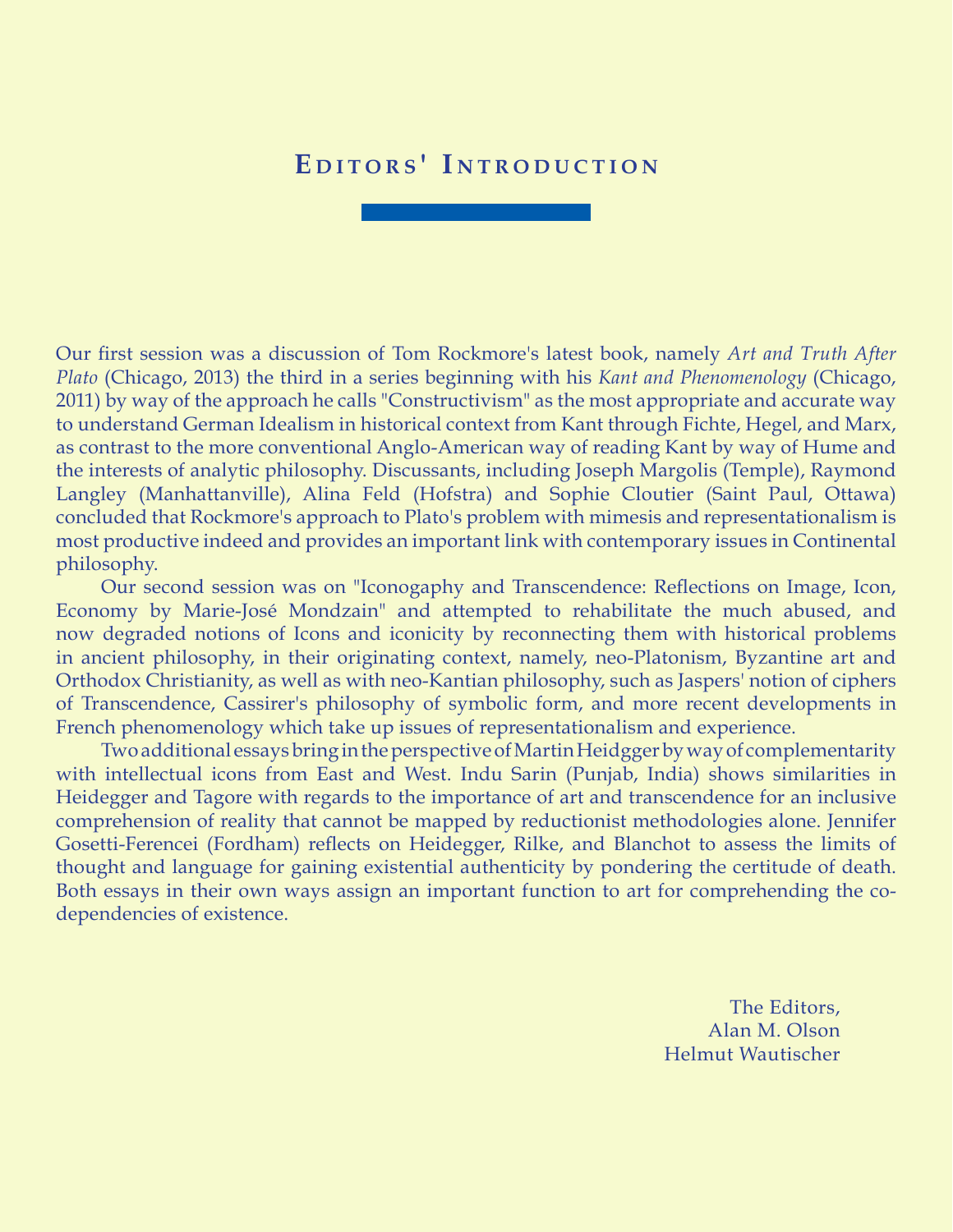# Editors' Introduction

Our first session was a discussion of Tom Rockmore's latest book, namely *Art and Truth After Plato* (Chicago, 2013) the third in a series beginning with his *Kant and Phenomenology* (Chicago, 2011) by way of the approach he calls "Constructivism" as the most appropriate and accurate way to understand German Idealism in historical context from Kant through Fichte, Hegel, and Marx, as contrast to the more conventional Anglo-American way of reading Kant by way of Hume and the interests of analytic philosophy. Discussants, including Joseph Margolis (Temple), Raymond Langley (Manhattanville), Alina Feld (Hofstra) and Sophie Cloutier (Saint Paul, Ottawa) concluded that Rockmore's approach to Plato's problem with mimesis and representationalism is most productive indeed and provides an important link with contemporary issues in Continental philosophy.

Our second session was on "Iconogaphy and Transcendence: Reflections on Image, Icon, Economy by Marie-José Mondzain" and attempted to rehabilitate the much abused, and now degraded notions of Icons and iconicity by reconnecting them with historical problems in ancient philosophy, in their originating context, namely, neo-Platonism, Byzantine art and Orthodox Christianity, as well as with neo-Kantian philosophy, such as Jaspers' notion of ciphers of Transcendence, Cassirer's philosophy of symbolic form, and more recent developments in French phenomenology which take up issues of representationalism and experience.

Two additional essays bring in the perspective of Martin Heidgger by way of complementarity with intellectual icons from East and West. Indu Sarin (Punjab, India) shows similarities in Heidegger and Tagore with regards to the importance of art and transcendence for an inclusive comprehension of reality that cannot be mapped by reductionist methodologies alone. Jennifer Gosetti-Ferencei (Fordham) reflects on Heidegger, Rilke, and Blanchot to assess the limits of thought and language for gaining existential authenticity by pondering the certitude of death. Both essays in their own ways assign an important function to art for comprehending the co-dependencies of existence.

The Editors,
Alan M. Olson
Helmut Wautischer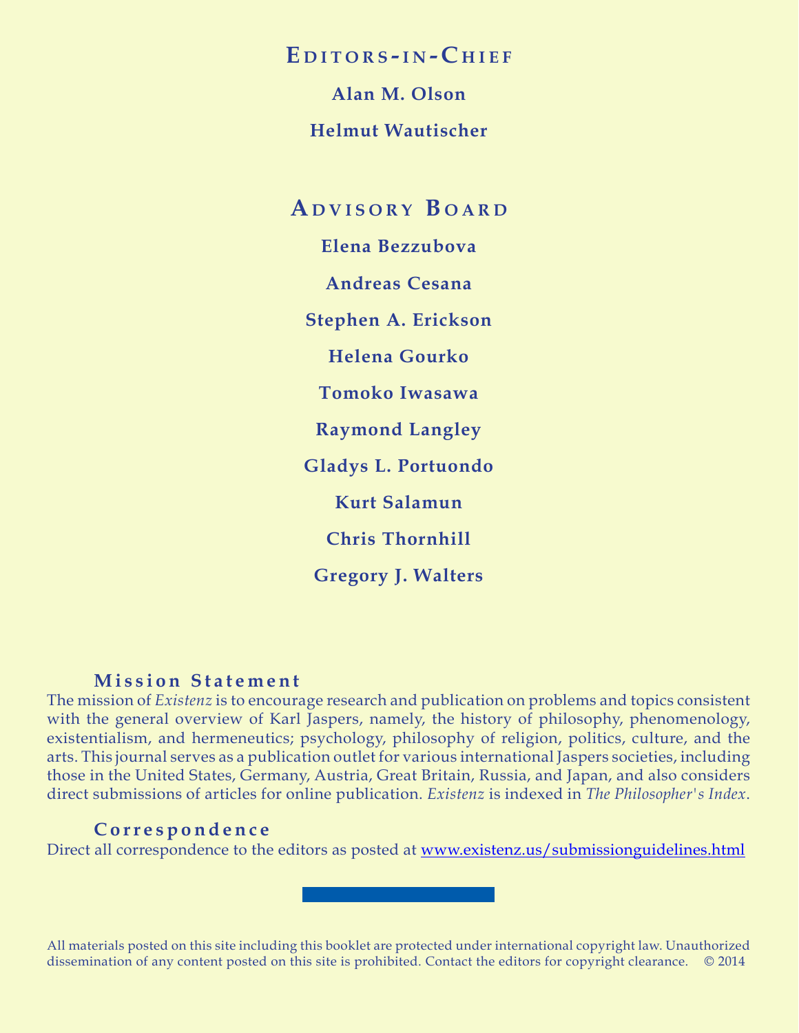## Editors-in-Chief

**Alan M. Olson**

**Helmut Wautischer**

## Advisory Board

**Elena Bezzubova**

**Andreas Cesana**

**Stephen A. Erickson**

**Helena Gourko**

**Tomoko Iwasawa**

**Raymond Langley**

**Gladys L. Portuondo**

**Kurt Salamun**

**Chris Thornhill**

**Gregory J. Walters**

### Mission Statement

The mission of *Existenz* is to encourage research and publication on problems and topics consistent with the general overview of Karl Jaspers, namely, the history of philosophy, phenomenology, existentialism, and hermeneutics; psychology, philosophy of religion, politics, culture, and the arts. This journal serves as a publication outlet for various international Jaspers societies, including those in the United States, Germany, Austria, Great Britain, Russia, and Japan, and also considers direct submissions of articles for online publication. *Existenz* is indexed in *The Philosopher's Index*.

### Correspondence

Direct all correspondence to the editors as posted at www.existenz.us/submissionguidelines.html

All materials posted on this site including this booklet are protected under international copyright law. Unauthorized dissemination of any content posted on this site is prohibited. Contact the editors for copyright clearance. © 2014